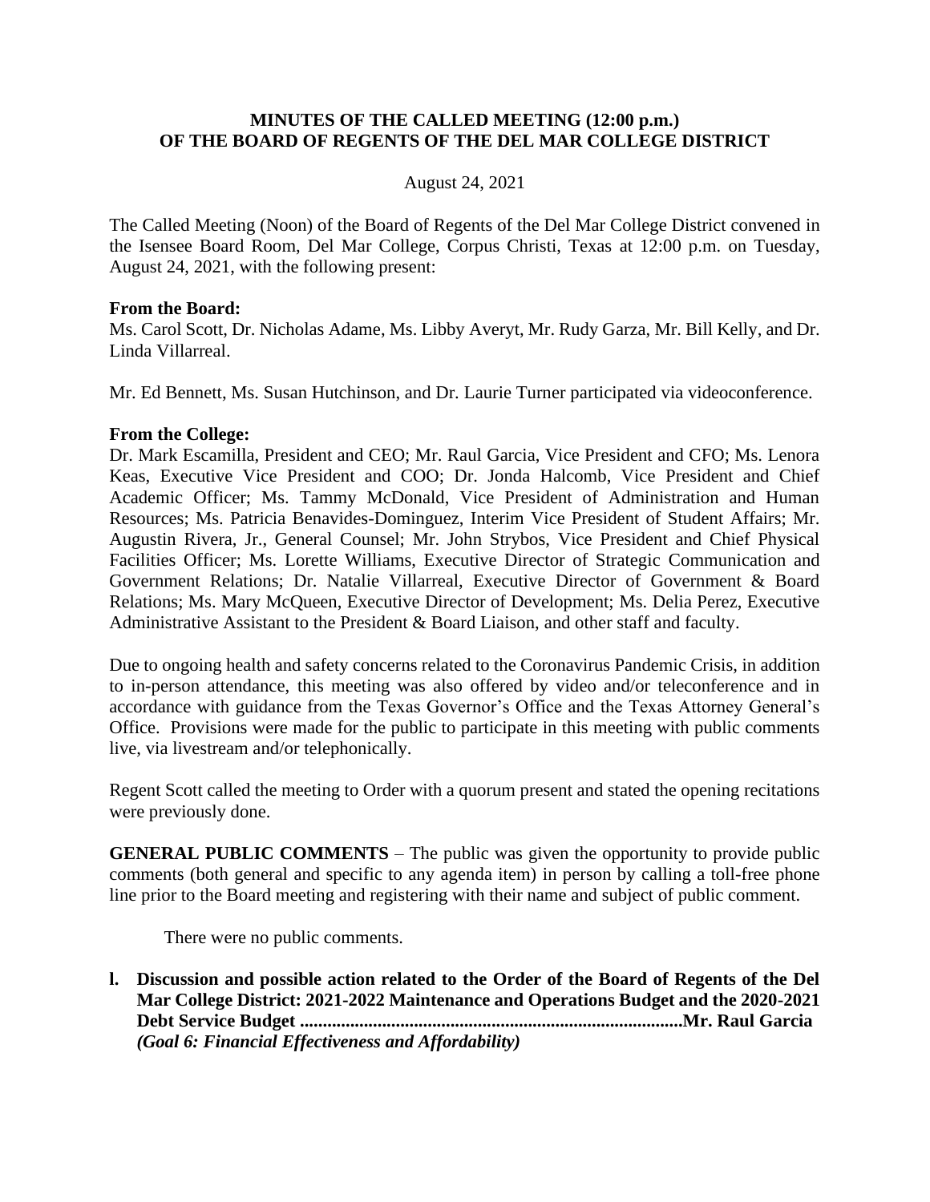# MINUTES OF THE CALLED MEETING (12:00 p.m.) OF THE BOARD OF REGENTS OF THE DEL MAR COLLEGE DISTRICT

August 24, 2021

The Called Meeting (Noon) of the Board of Regents of the Del Mar College District convened in the Isensee Board Room, Del Mar College, Corpus Christi, Texas at 12:00 p.m. on Tuesday, August 24, 2021, with the following present:

**From the Board:**
Ms. Carol Scott, Dr. Nicholas Adame, Ms. Libby Averyt, Mr. Rudy Garza, Mr. Bill Kelly, and Dr. Linda Villarreal.

Mr. Ed Bennett, Ms. Susan Hutchinson, and Dr. Laurie Turner participated via videoconference.

**From the College:**
Dr. Mark Escamilla, President and CEO; Mr. Raul Garcia, Vice President and CFO; Ms. Lenora Keas, Executive Vice President and COO; Dr. Jonda Halcomb, Vice President and Chief Academic Officer; Ms. Tammy McDonald, Vice President of Administration and Human Resources; Ms. Patricia Benavides-Dominguez, Interim Vice President of Student Affairs; Mr. Augustin Rivera, Jr., General Counsel; Mr. John Strybos, Vice President and Chief Physical Facilities Officer; Ms. Lorette Williams, Executive Director of Strategic Communication and Government Relations; Dr. Natalie Villarreal, Executive Director of Government & Board Relations; Ms. Mary McQueen, Executive Director of Development; Ms. Delia Perez, Executive Administrative Assistant to the President & Board Liaison, and other staff and faculty.

Due to ongoing health and safety concerns related to the Coronavirus Pandemic Crisis, in addition to in-person attendance, this meeting was also offered by video and/or teleconference and in accordance with guidance from the Texas Governor's Office and the Texas Attorney General's Office. Provisions were made for the public to participate in this meeting with public comments live, via livestream and/or telephonically.

Regent Scott called the meeting to Order with a quorum present and stated the opening recitations were previously done.

**GENERAL PUBLIC COMMENTS** – The public was given the opportunity to provide public comments (both general and specific to any agenda item) in person by calling a toll-free phone line prior to the Board meeting and registering with their name and subject of public comment.

There were no public comments.

**I. Discussion and possible action related to the Order of the Board of Regents of the Del Mar College District: 2021-2022 Maintenance and Operations Budget and the 2020-2021 Debt Service Budget ................................................................................Mr. Raul Garcia**
***(Goal 6: Financial Effectiveness and Affordability)***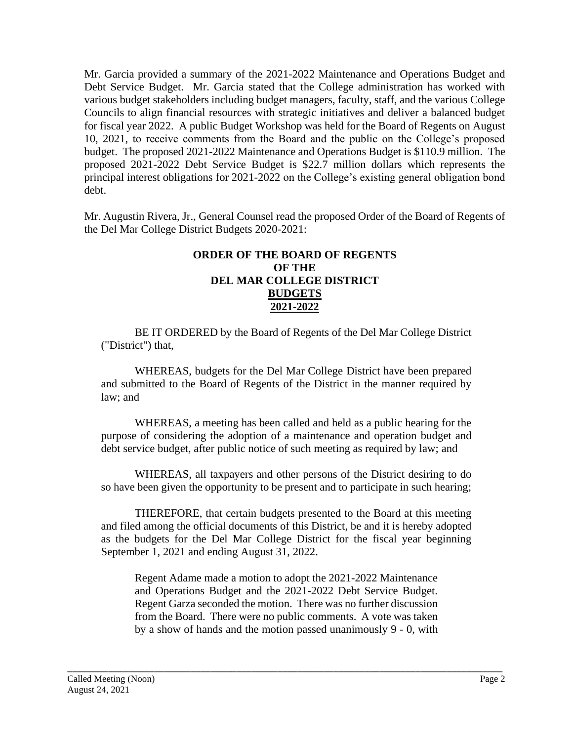Mr. Garcia provided a summary of the 2021-2022 Maintenance and Operations Budget and Debt Service Budget. Mr. Garcia stated that the College administration has worked with various budget stakeholders including budget managers, faculty, staff, and the various College Councils to align financial resources with strategic initiatives and deliver a balanced budget for fiscal year 2022. A public Budget Workshop was held for the Board of Regents on August 10, 2021, to receive comments from the Board and the public on the College's proposed budget. The proposed 2021-2022 Maintenance and Operations Budget is $110.9 million. The proposed 2021-2022 Debt Service Budget is $22.7 million dollars which represents the principal interest obligations for 2021-2022 on the College's existing general obligation bond debt.

Mr. Augustin Rivera, Jr., General Counsel read the proposed Order of the Board of Regents of the Del Mar College District Budgets 2020-2021:

**ORDER OF THE BOARD OF REGENTS**
**OF THE**
**DEL MAR COLLEGE DISTRICT**
**BUDGETS**
**2021-2022**

BE IT ORDERED by the Board of Regents of the Del Mar College District ("District") that,

WHEREAS, budgets for the Del Mar College District have been prepared and submitted to the Board of Regents of the District in the manner required by law; and

WHEREAS, a meeting has been called and held as a public hearing for the purpose of considering the adoption of a maintenance and operation budget and debt service budget, after public notice of such meeting as required by law; and

WHEREAS, all taxpayers and other persons of the District desiring to do so have been given the opportunity to be present and to participate in such hearing;

THEREFORE, that certain budgets presented to the Board at this meeting and filed among the official documents of this District, be and it is hereby adopted as the budgets for the Del Mar College District for the fiscal year beginning September 1, 2021 and ending August 31, 2022.

> Regent Adame made a motion to adopt the 2021-2022 Maintenance and Operations Budget and the 2021-2022 Debt Service Budget. Regent Garza seconded the motion. There was no further discussion from the Board. There were no public comments. A vote was taken by a show of hands and the motion passed unanimously 9 - 0, with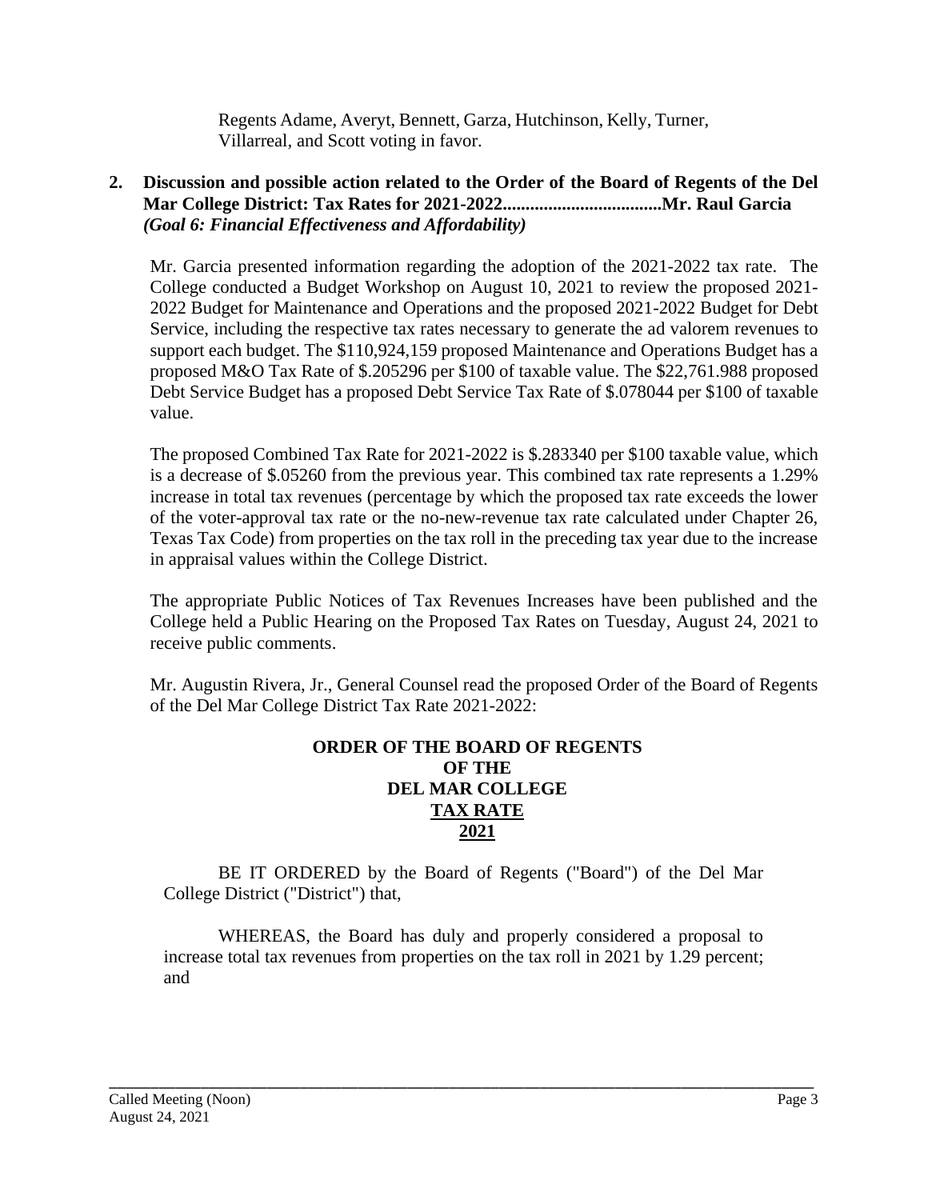Regents Adame, Averyt, Bennett, Garza, Hutchinson, Kelly, Turner, Villarreal, and Scott voting in favor.

**2. Discussion and possible action related to the Order of the Board of Regents of the Del Mar College District: Tax Rates for 2021-2022..................................Mr. Raul Garcia**
***(Goal 6: Financial Effectiveness and Affordability)***

Mr. Garcia presented information regarding the adoption of the 2021-2022 tax rate. The College conducted a Budget Workshop on August 10, 2021 to review the proposed 2021-2022 Budget for Maintenance and Operations and the proposed 2021-2022 Budget for Debt Service, including the respective tax rates necessary to generate the ad valorem revenues to support each budget. The $110,924,159 proposed Maintenance and Operations Budget has a proposed M&O Tax Rate of $.205296 per $100 of taxable value. The $22,761.988 proposed Debt Service Budget has a proposed Debt Service Tax Rate of $.078044 per $100 of taxable value.

The proposed Combined Tax Rate for 2021-2022 is $.283340 per $100 taxable value, which is a decrease of $.05260 from the previous year. This combined tax rate represents a 1.29% increase in total tax revenues (percentage by which the proposed tax rate exceeds the lower of the voter-approval tax rate or the no-new-revenue tax rate calculated under Chapter 26, Texas Tax Code) from properties on the tax roll in the preceding tax year due to the increase in appraisal values within the College District.

The appropriate Public Notices of Tax Revenues Increases have been published and the College held a Public Hearing on the Proposed Tax Rates on Tuesday, August 24, 2021 to receive public comments.

Mr. Augustin Rivera, Jr., General Counsel read the proposed Order of the Board of Regents of the Del Mar College District Tax Rate 2021-2022:

**ORDER OF THE BOARD OF REGENTS**
**OF THE**
**DEL MAR COLLEGE**
**TAX RATE**
**2021**

BE IT ORDERED by the Board of Regents ("Board") of the Del Mar College District ("District") that,

WHEREAS, the Board has duly and properly considered a proposal to increase total tax revenues from properties on the tax roll in 2021 by 1.29 percent; and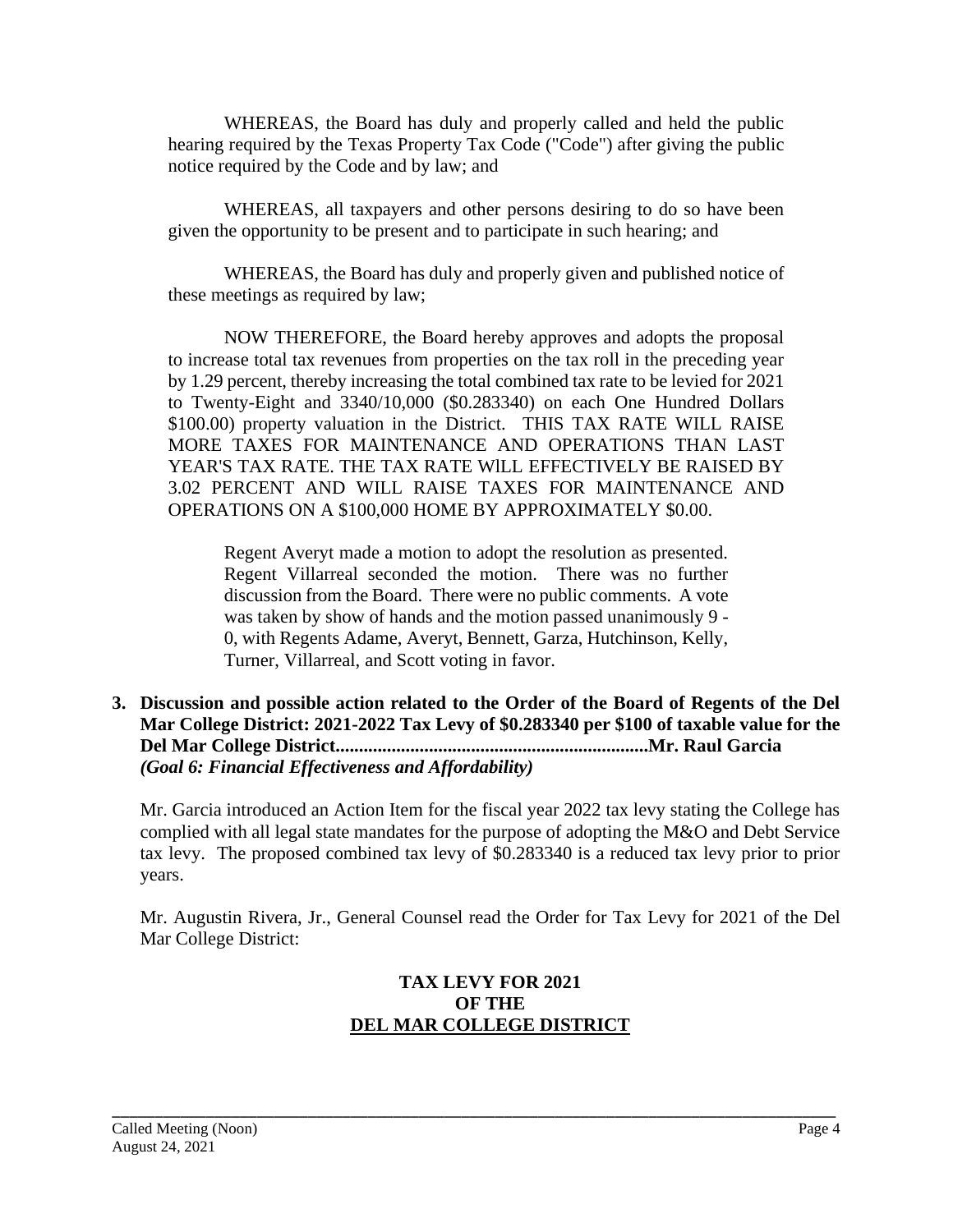WHEREAS, the Board has duly and properly called and held the public hearing required by the Texas Property Tax Code ("Code") after giving the public notice required by the Code and by law; and

WHEREAS, all taxpayers and other persons desiring to do so have been given the opportunity to be present and to participate in such hearing; and

WHEREAS, the Board has duly and properly given and published notice of these meetings as required by law;

NOW THEREFORE, the Board hereby approves and adopts the proposal to increase total tax revenues from properties on the tax roll in the preceding year by 1.29 percent, thereby increasing the total combined tax rate to be levied for 2021 to Twenty-Eight and 3340/10,000 ($0.283340) on each One Hundred Dollars $100.00) property valuation in the District. THIS TAX RATE WILL RAISE MORE TAXES FOR MAINTENANCE AND OPERATIONS THAN LAST YEAR'S TAX RATE. THE TAX RATE WILL EFFECTIVELY BE RAISED BY 3.02 PERCENT AND WILL RAISE TAXES FOR MAINTENANCE AND OPERATIONS ON A $100,000 HOME BY APPROXIMATELY $0.00.

> Regent Averyt made a motion to adopt the resolution as presented. Regent Villarreal seconded the motion. There was no further discussion from the Board. There were no public comments. A vote was taken by show of hands and the motion passed unanimously 9 - 0, with Regents Adame, Averyt, Bennett, Garza, Hutchinson, Kelly, Turner, Villarreal, and Scott voting in favor.

**3. Discussion and possible action related to the Order of the Board of Regents of the Del Mar College District: 2021-2022 Tax Levy of $0.283340 per $100 of taxable value for the Del Mar College District...................................................................Mr. Raul Garcia**
***(Goal 6: Financial Effectiveness and Affordability)***

Mr. Garcia introduced an Action Item for the fiscal year 2022 tax levy stating the College has complied with all legal state mandates for the purpose of adopting the M&O and Debt Service tax levy. The proposed combined tax levy of $0.283340 is a reduced tax levy prior to prior years.

Mr. Augustin Rivera, Jr., General Counsel read the Order for Tax Levy for 2021 of the Del Mar College District:

**TAX LEVY FOR 2021**
**OF THE**
**<u>DEL MAR COLLEGE DISTRICT</u>**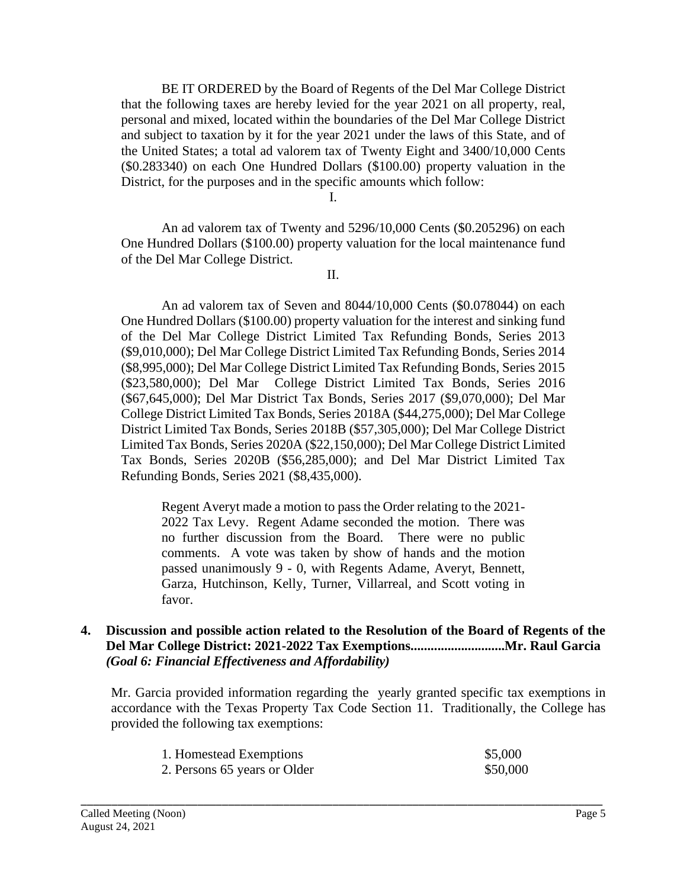BE IT ORDERED by the Board of Regents of the Del Mar College District that the following taxes are hereby levied for the year 2021 on all property, real, personal and mixed, located within the boundaries of the Del Mar College District and subject to taxation by it for the year 2021 under the laws of this State, and of the United States; a total ad valorem tax of Twenty Eight and 3400/10,000 Cents ($0.283340) on each One Hundred Dollars ($100.00) property valuation in the District, for the purposes and in the specific amounts which follow:

I.

An ad valorem tax of Twenty and 5296/10,000 Cents ($0.205296) on each One Hundred Dollars ($100.00) property valuation for the local maintenance fund of the Del Mar College District.

II.

An ad valorem tax of Seven and 8044/10,000 Cents ($0.078044) on each One Hundred Dollars ($100.00) property valuation for the interest and sinking fund of the Del Mar College District Limited Tax Refunding Bonds, Series 2013 ($9,010,000); Del Mar College District Limited Tax Refunding Bonds, Series 2014 ($8,995,000); Del Mar College District Limited Tax Refunding Bonds, Series 2015 ($23,580,000); Del Mar College District Limited Tax Bonds, Series 2016 ($67,645,000); Del Mar District Tax Bonds, Series 2017 ($9,070,000); Del Mar College District Limited Tax Bonds, Series 2018A ($44,275,000); Del Mar College District Limited Tax Bonds, Series 2018B ($57,305,000); Del Mar College District Limited Tax Bonds, Series 2020A ($22,150,000); Del Mar College District Limited Tax Bonds, Series 2020B ($56,285,000); and Del Mar District Limited Tax Refunding Bonds, Series 2021 ($8,435,000).

> Regent Averyt made a motion to pass the Order relating to the 2021-2022 Tax Levy. Regent Adame seconded the motion. There was no further discussion from the Board. There were no public comments. A vote was taken by show of hands and the motion passed unanimously 9 - 0, with Regents Adame, Averyt, Bennett, Garza, Hutchinson, Kelly, Turner, Villarreal, and Scott voting in favor.

**4. Discussion and possible action related to the Resolution of the Board of Regents of the Del Mar College District: 2021-2022 Tax Exemptions...........................Mr. Raul Garcia**
***(Goal 6: Financial Effectiveness and Affordability)***

Mr. Garcia provided information regarding the yearly granted specific tax exemptions in accordance with the Texas Property Tax Code Section 11. Traditionally, the College has provided the following tax exemptions:

| | |
|---|---|
| 1. Homestead Exemptions | $5,000 |
| 2. Persons 65 years or Older | $50,000 |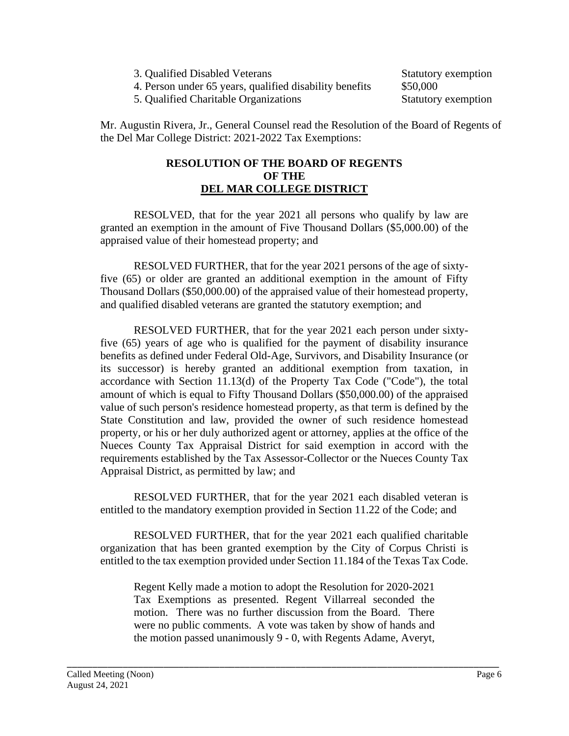| | |
|---|---|
| 3. Qualified Disabled Veterans | Statutory exemption |
| 4. Person under 65 years, qualified disability benefits | $50,000 |
| 5. Qualified Charitable Organizations | Statutory exemption |

Mr. Augustin Rivera, Jr., General Counsel read the Resolution of the Board of Regents of the Del Mar College District: 2021-2022 Tax Exemptions:

**RESOLUTION OF THE BOARD OF REGENTS**
**OF THE**
**DEL MAR COLLEGE DISTRICT**

RESOLVED, that for the year 2021 all persons who qualify by law are granted an exemption in the amount of Five Thousand Dollars ($5,000.00) of the appraised value of their homestead property; and

RESOLVED FURTHER, that for the year 2021 persons of the age of sixty-five (65) or older are granted an additional exemption in the amount of Fifty Thousand Dollars ($50,000.00) of the appraised value of their homestead property, and qualified disabled veterans are granted the statutory exemption; and

RESOLVED FURTHER, that for the year 2021 each person under sixty-five (65) years of age who is qualified for the payment of disability insurance benefits as defined under Federal Old-Age, Survivors, and Disability Insurance (or its successor) is hereby granted an additional exemption from taxation, in accordance with Section 11.13(d) of the Property Tax Code ("Code"), the total amount of which is equal to Fifty Thousand Dollars ($50,000.00) of the appraised value of such person's residence homestead property, as that term is defined by the State Constitution and law, provided the owner of such residence homestead property, or his or her duly authorized agent or attorney, applies at the office of the Nueces County Tax Appraisal District for said exemption in accord with the requirements established by the Tax Assessor-Collector or the Nueces County Tax Appraisal District, as permitted by law; and

RESOLVED FURTHER, that for the year 2021 each disabled veteran is entitled to the mandatory exemption provided in Section 11.22 of the Code; and

RESOLVED FURTHER, that for the year 2021 each qualified charitable organization that has been granted exemption by the City of Corpus Christi is entitled to the tax exemption provided under Section 11.184 of the Texas Tax Code.

Regent Kelly made a motion to adopt the Resolution for 2020-2021 Tax Exemptions as presented. Regent Villarreal seconded the motion. There was no further discussion from the Board. There were no public comments. A vote was taken by show of hands and the motion passed unanimously 9 - 0, with Regents Adame, Averyt,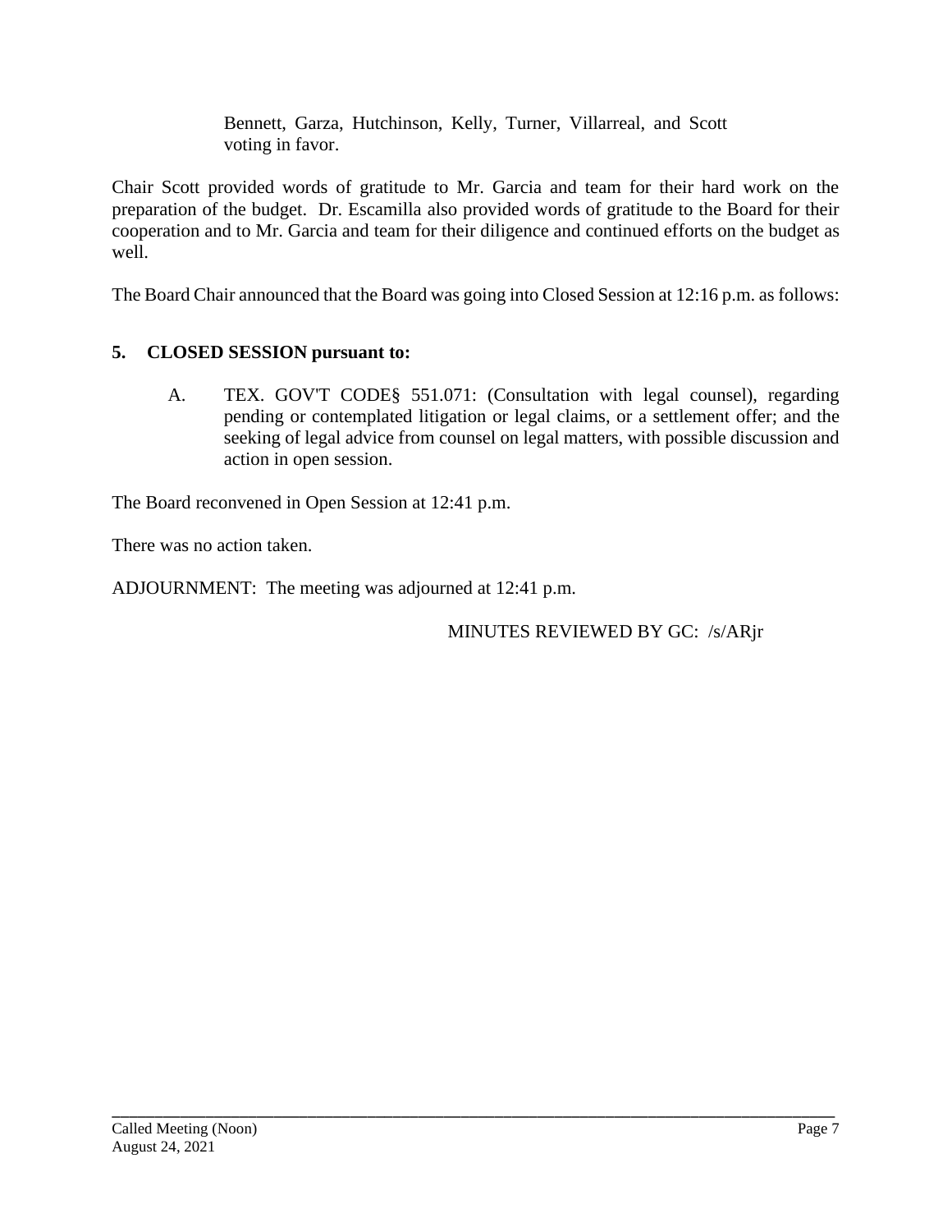Bennett, Garza, Hutchinson, Kelly, Turner, Villarreal, and Scott voting in favor.

Chair Scott provided words of gratitude to Mr. Garcia and team for their hard work on the preparation of the budget. Dr. Escamilla also provided words of gratitude to the Board for their cooperation and to Mr. Garcia and team for their diligence and continued efforts on the budget as well.

The Board Chair announced that the Board was going into Closed Session at 12:16 p.m. as follows:

**5. CLOSED SESSION pursuant to:**

A. TEX. GOV'T CODE§ 551.071: (Consultation with legal counsel), regarding pending or contemplated litigation or legal claims, or a settlement offer; and the seeking of legal advice from counsel on legal matters, with possible discussion and action in open session.

The Board reconvened in Open Session at 12:41 p.m.

There was no action taken.

ADJOURNMENT: The meeting was adjourned at 12:41 p.m.

MINUTES REVIEWED BY GC: /s/ARjr